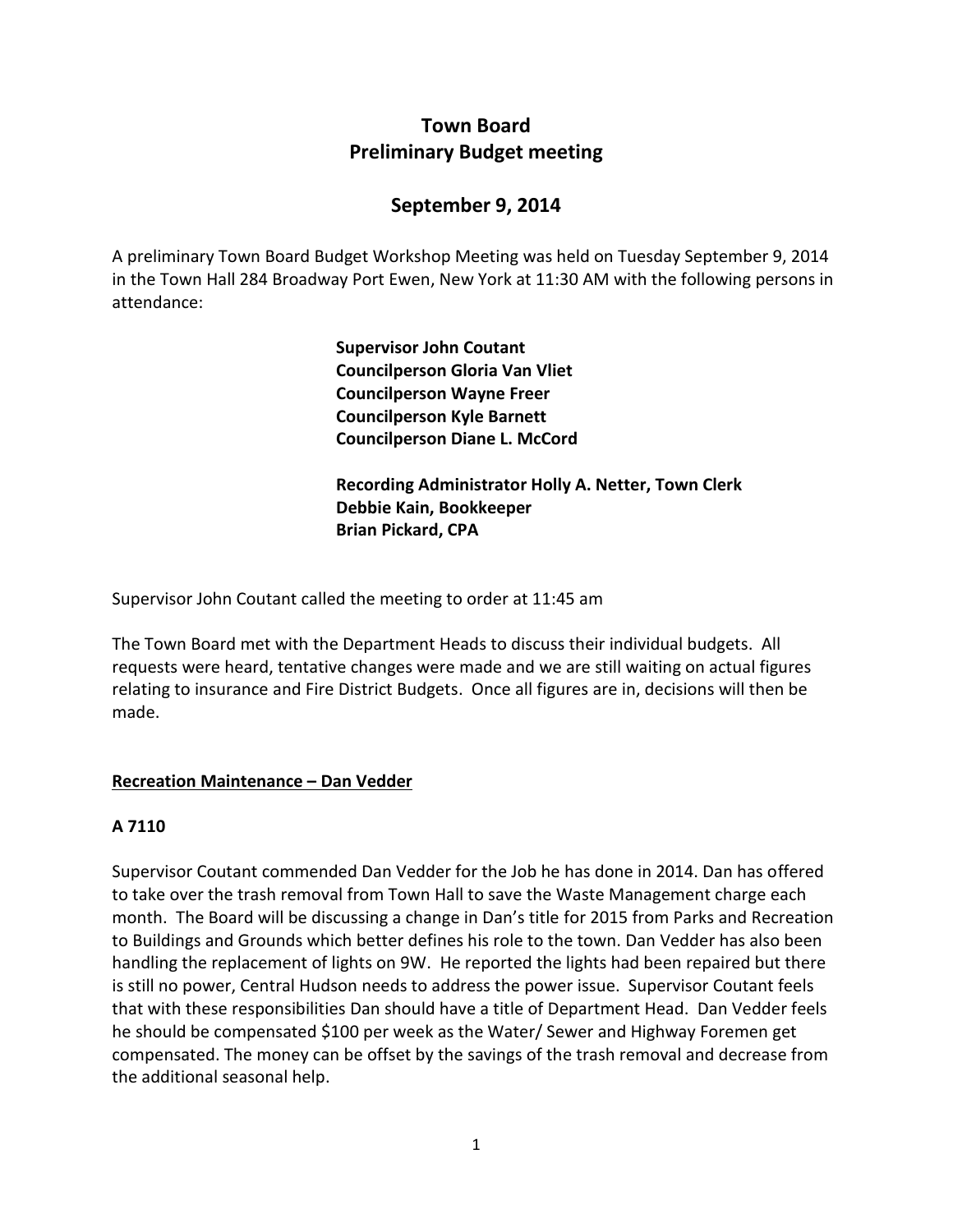# Town Board
# Preliminary Budget meeting

## September 9, 2014

A preliminary Town Board Budget Workshop Meeting was held on Tuesday September 9, 2014 in the Town Hall 284 Broadway Port Ewen, New York at 11:30 AM with the following persons in attendance:

**Supervisor John Coutant**
**Councilperson Gloria Van Vliet**
**Councilperson Wayne Freer**
**Councilperson Kyle Barnett**
**Councilperson Diane L. McCord**

**Recording Administrator Holly A. Netter, Town Clerk**
**Debbie Kain, Bookkeeper**
**Brian Pickard, CPA**

Supervisor John Coutant called the meeting to order at 11:45 am

The Town Board met with the Department Heads to discuss their individual budgets. All requests were heard, tentative changes were made and we are still waiting on actual figures relating to insurance and Fire District Budgets. Once all figures are in, decisions will then be made.

**Recreation Maintenance – Dan Vedder**

**A 7110**

Supervisor Coutant commended Dan Vedder for the Job he has done in 2014. Dan has offered to take over the trash removal from Town Hall to save the Waste Management charge each month. The Board will be discussing a change in Dan's title for 2015 from Parks and Recreation to Buildings and Grounds which better defines his role to the town. Dan Vedder has also been handling the replacement of lights on 9W. He reported the lights had been repaired but there is still no power, Central Hudson needs to address the power issue. Supervisor Coutant feels that with these responsibilities Dan should have a title of Department Head. Dan Vedder feels he should be compensated $100 per week as the Water/ Sewer and Highway Foremen get compensated. The money can be offset by the savings of the trash removal and decrease from the additional seasonal help.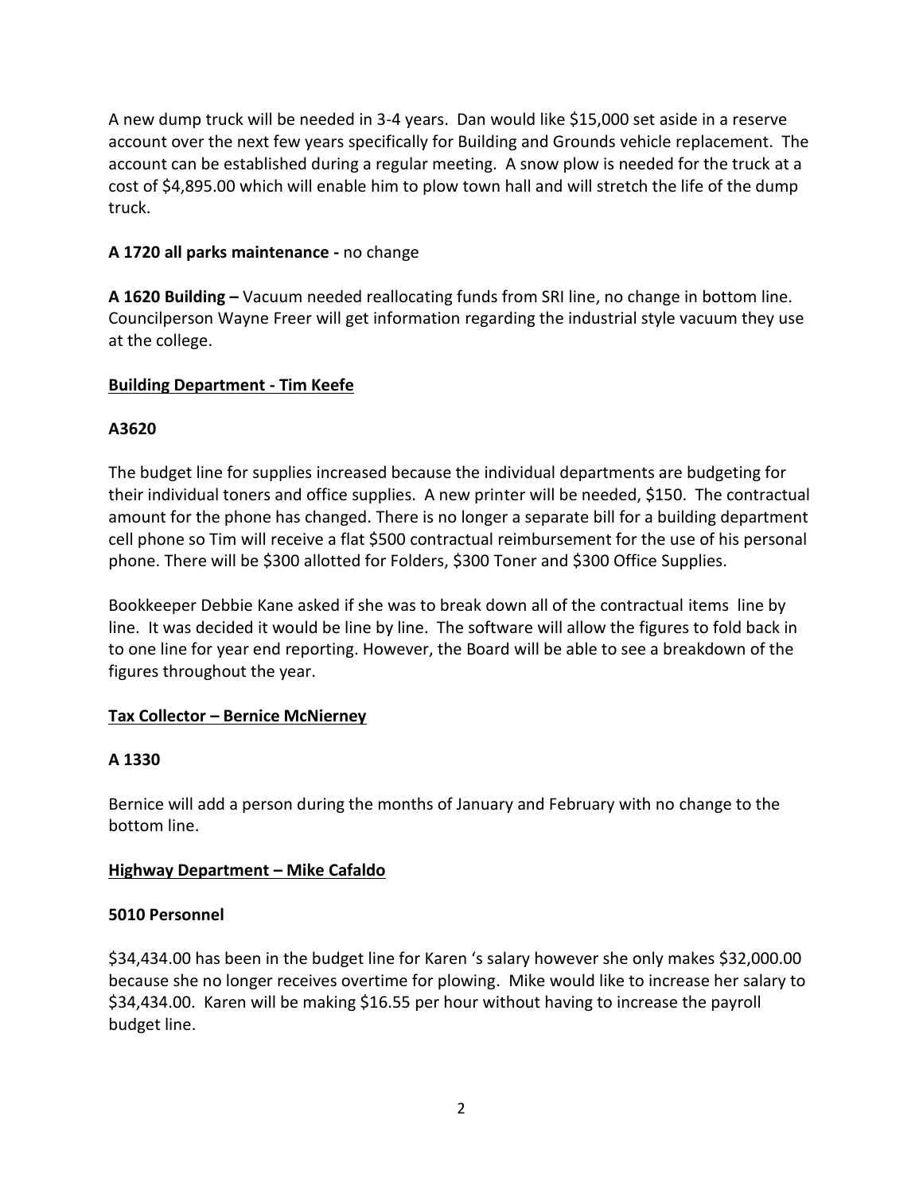A new dump truck will be needed in 3-4 years. Dan would like $15,000 set aside in a reserve account over the next few years specifically for Building and Grounds vehicle replacement. The account can be established during a regular meeting. A snow plow is needed for the truck at a cost of $4,895.00 which will enable him to plow town hall and will stretch the life of the dump truck.

**A 1720 all parks maintenance -** no change

**A 1620 Building –** Vacuum needed reallocating funds from SRI line, no change in bottom line. Councilperson Wayne Freer will get information regarding the industrial style vacuum they use at the college.

**<u>Building Department - Tim Keefe</u>**

**A3620**

The budget line for supplies increased because the individual departments are budgeting for their individual toners and office supplies. A new printer will be needed, $150. The contractual amount for the phone has changed. There is no longer a separate bill for a building department cell phone so Tim will receive a flat $500 contractual reimbursement for the use of his personal phone. There will be $300 allotted for Folders, $300 Toner and $300 Office Supplies.

Bookkeeper Debbie Kane asked if she was to break down all of the contractual items line by line. It was decided it would be line by line. The software will allow the figures to fold back in to one line for year end reporting. However, the Board will be able to see a breakdown of the figures throughout the year.

**<u>Tax Collector – Bernice McNierney</u>**

**A 1330**

Bernice will add a person during the months of January and February with no change to the bottom line.

**<u>Highway Department – Mike Cafaldo</u>**

**5010 Personnel**

$34,434.00 has been in the budget line for Karen 's salary however she only makes $32,000.00 because she no longer receives overtime for plowing. Mike would like to increase her salary to $34,434.00. Karen will be making $16.55 per hour without having to increase the payroll budget line.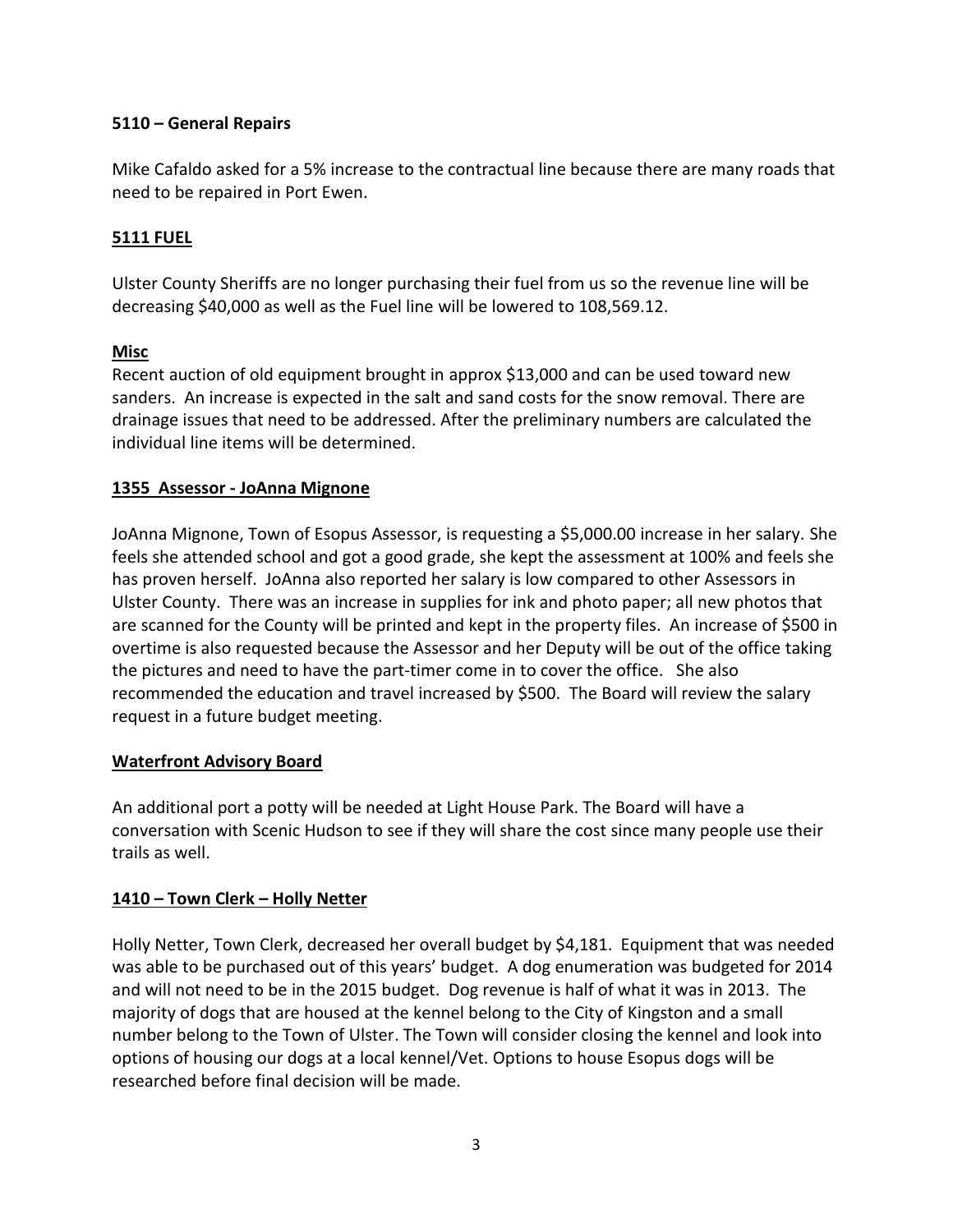### 5110 – General Repairs

Mike Cafaldo asked for a 5% increase to the contractual line because there are many roads that need to be repaired in Port Ewen.

### 5111 FUEL

Ulster County Sheriffs are no longer purchasing their fuel from us so the revenue line will be decreasing $40,000 as well as the Fuel line will be lowered to 108,569.12.

### Misc

Recent auction of old equipment brought in approx $13,000 and can be used toward new sanders. An increase is expected in the salt and sand costs for the snow removal. There are drainage issues that need to be addressed. After the preliminary numbers are calculated the individual line items will be determined.

### 1355 Assessor - JoAnna Mignone

JoAnna Mignone, Town of Esopus Assessor, is requesting a $5,000.00 increase in her salary. She feels she attended school and got a good grade, she kept the assessment at 100% and feels she has proven herself. JoAnna also reported her salary is low compared to other Assessors in Ulster County. There was an increase in supplies for ink and photo paper; all new photos that are scanned for the County will be printed and kept in the property files. An increase of $500 in overtime is also requested because the Assessor and her Deputy will be out of the office taking the pictures and need to have the part-timer come in to cover the office. She also recommended the education and travel increased by $500. The Board will review the salary request in a future budget meeting.

### Waterfront Advisory Board

An additional port a potty will be needed at Light House Park. The Board will have a conversation with Scenic Hudson to see if they will share the cost since many people use their trails as well.

### 1410 – Town Clerk – Holly Netter

Holly Netter, Town Clerk, decreased her overall budget by $4,181. Equipment that was needed was able to be purchased out of this years' budget. A dog enumeration was budgeted for 2014 and will not need to be in the 2015 budget. Dog revenue is half of what it was in 2013. The majority of dogs that are housed at the kennel belong to the City of Kingston and a small number belong to the Town of Ulster. The Town will consider closing the kennel and look into options of housing our dogs at a local kennel/Vet. Options to house Esopus dogs will be researched before final decision will be made.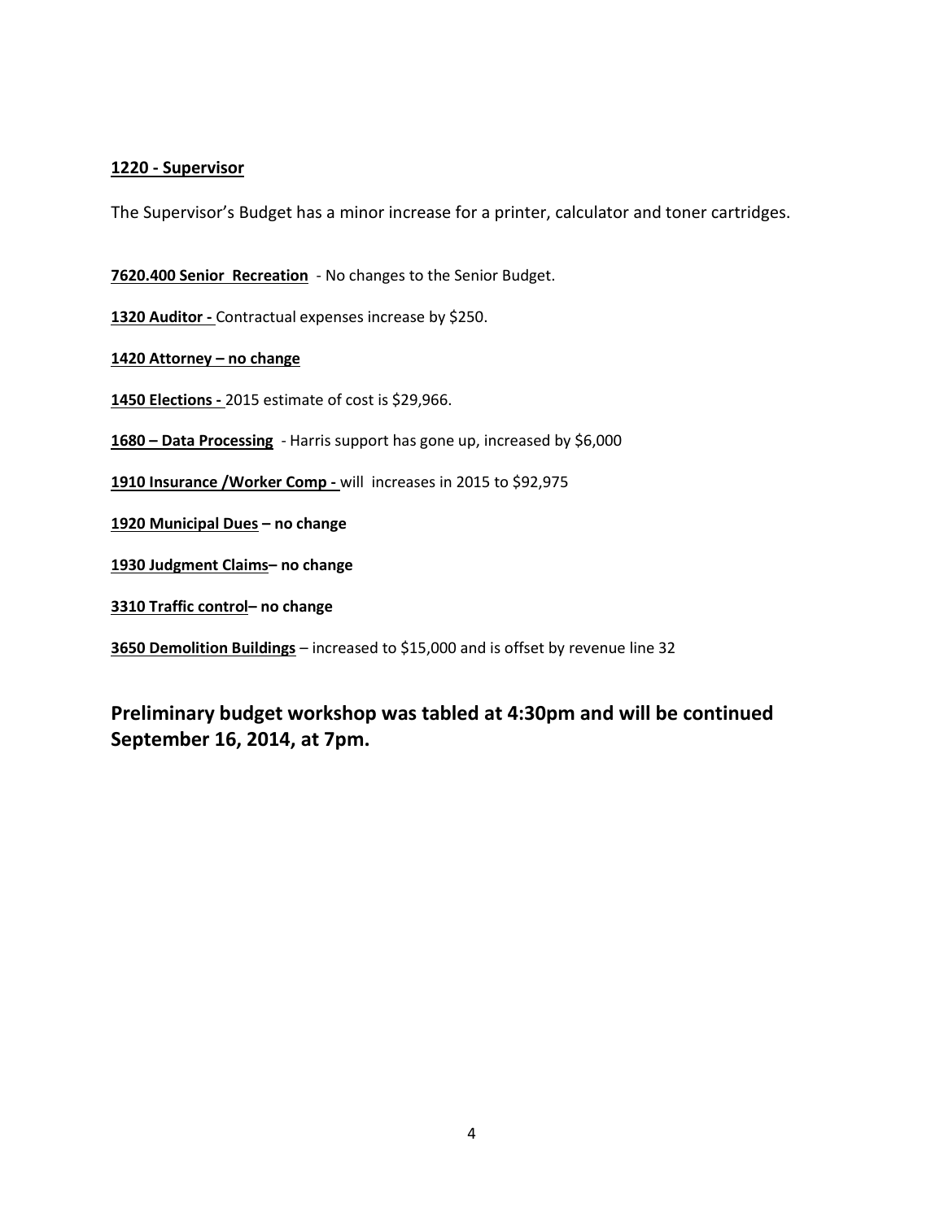**1220 - Supervisor**

The Supervisor's Budget has a minor increase for a printer, calculator and toner cartridges.

**7620.400 Senior Recreation** - No changes to the Senior Budget.

**1320 Auditor -** Contractual expenses increase by $250.

**1420 Attorney – no change**

**1450 Elections -** 2015 estimate of cost is $29,966.

**1680 – Data Processing** - Harris support has gone up, increased by $6,000

**1910 Insurance /Worker Comp -** will increases in 2015 to $92,975

**1920 Municipal Dues – no change**

**1930 Judgment Claims– no change**

**3310 Traffic control– no change**

**3650 Demolition Buildings** – increased to $15,000 and is offset by revenue line 32

## Preliminary budget workshop was tabled at 4:30pm and will be continued September 16, 2014, at 7pm.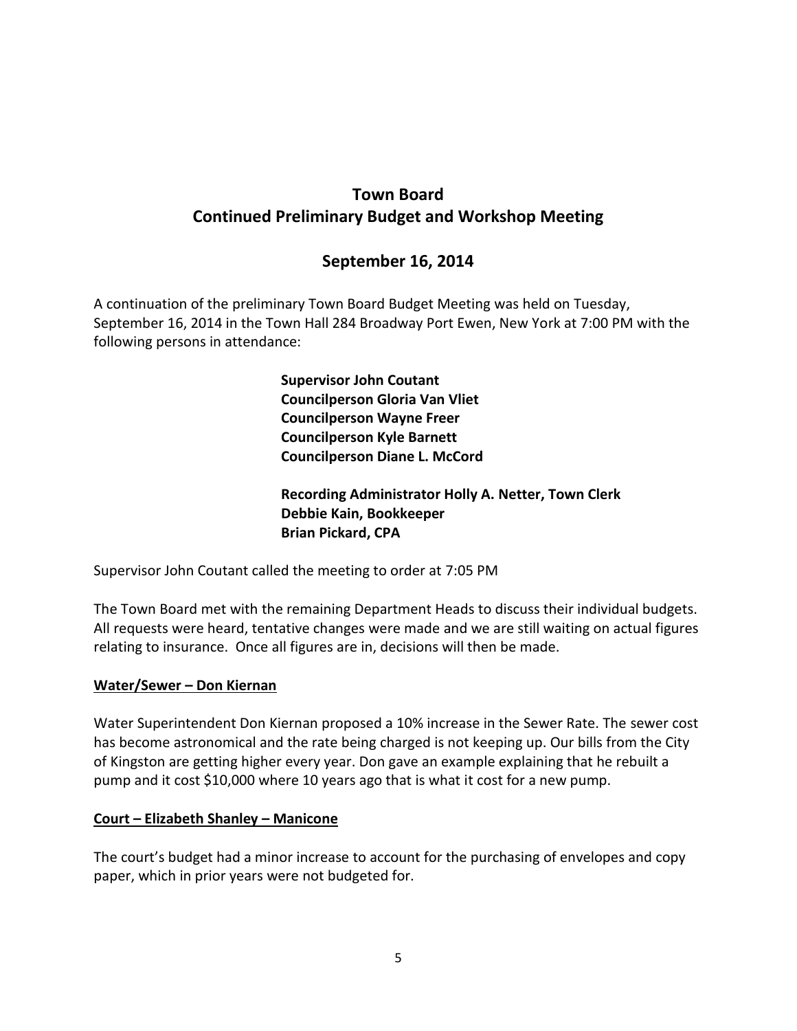# Town Board
# Continued Preliminary Budget and Workshop Meeting

## September 16, 2014

A continuation of the preliminary Town Board Budget Meeting was held on Tuesday, September 16, 2014 in the Town Hall 284 Broadway Port Ewen, New York at 7:00 PM with the following persons in attendance:

**Supervisor John Coutant**
**Councilperson Gloria Van Vliet**
**Councilperson Wayne Freer**
**Councilperson Kyle Barnett**
**Councilperson Diane L. McCord**

**Recording Administrator Holly A. Netter, Town Clerk**
**Debbie Kain, Bookkeeper**
**Brian Pickard, CPA**

Supervisor John Coutant called the meeting to order at 7:05 PM

The Town Board met with the remaining Department Heads to discuss their individual budgets. All requests were heard, tentative changes were made and we are still waiting on actual figures relating to insurance. Once all figures are in, decisions will then be made.

**Water/Sewer – Don Kiernan**

Water Superintendent Don Kiernan proposed a 10% increase in the Sewer Rate. The sewer cost has become astronomical and the rate being charged is not keeping up. Our bills from the City of Kingston are getting higher every year. Don gave an example explaining that he rebuilt a pump and it cost $10,000 where 10 years ago that is what it cost for a new pump.

**Court – Elizabeth Shanley – Manicone**

The court's budget had a minor increase to account for the purchasing of envelopes and copy paper, which in prior years were not budgeted for.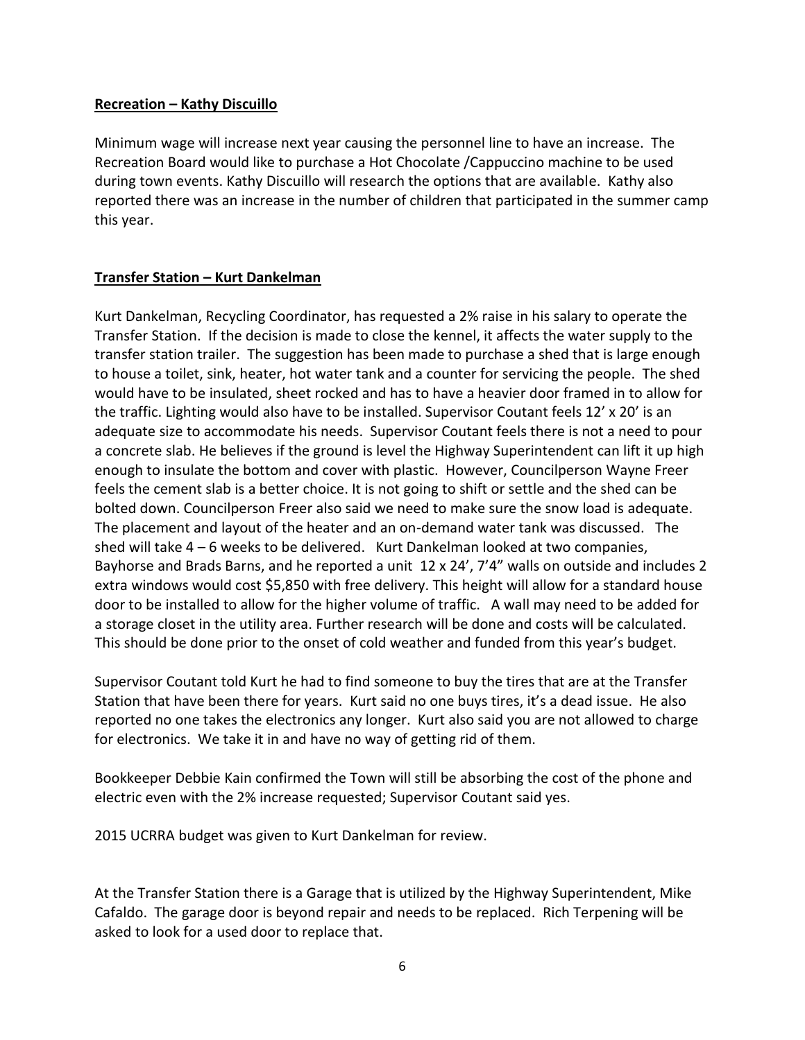**<u>Recreation – Kathy Discuillo</u>**

Minimum wage will increase next year causing the personnel line to have an increase. The Recreation Board would like to purchase a Hot Chocolate /Cappuccino machine to be used during town events. Kathy Discuillo will research the options that are available. Kathy also reported there was an increase in the number of children that participated in the summer camp this year.

**<u>Transfer Station – Kurt Dankelman</u>**

Kurt Dankelman, Recycling Coordinator, has requested a 2% raise in his salary to operate the Transfer Station. If the decision is made to close the kennel, it affects the water supply to the transfer station trailer. The suggestion has been made to purchase a shed that is large enough to house a toilet, sink, heater, hot water tank and a counter for servicing the people. The shed would have to be insulated, sheet rocked and has to have a heavier door framed in to allow for the traffic. Lighting would also have to be installed. Supervisor Coutant feels 12' x 20' is an adequate size to accommodate his needs. Supervisor Coutant feels there is not a need to pour a concrete slab. He believes if the ground is level the Highway Superintendent can lift it up high enough to insulate the bottom and cover with plastic. However, Councilperson Wayne Freer feels the cement slab is a better choice. It is not going to shift or settle and the shed can be bolted down. Councilperson Freer also said we need to make sure the snow load is adequate. The placement and layout of the heater and an on-demand water tank was discussed. The shed will take 4 – 6 weeks to be delivered. Kurt Dankelman looked at two companies, Bayhorse and Brads Barns, and he reported a unit 12 x 24', 7'4" walls on outside and includes 2 extra windows would cost $5,850 with free delivery. This height will allow for a standard house door to be installed to allow for the higher volume of traffic. A wall may need to be added for a storage closet in the utility area. Further research will be done and costs will be calculated. This should be done prior to the onset of cold weather and funded from this year's budget.

Supervisor Coutant told Kurt he had to find someone to buy the tires that are at the Transfer Station that have been there for years. Kurt said no one buys tires, it's a dead issue. He also reported no one takes the electronics any longer. Kurt also said you are not allowed to charge for electronics. We take it in and have no way of getting rid of them.

Bookkeeper Debbie Kain confirmed the Town will still be absorbing the cost of the phone and electric even with the 2% increase requested; Supervisor Coutant said yes.

2015 UCRRA budget was given to Kurt Dankelman for review.

At the Transfer Station there is a Garage that is utilized by the Highway Superintendent, Mike Cafaldo. The garage door is beyond repair and needs to be replaced. Rich Terpening will be asked to look for a used door to replace that.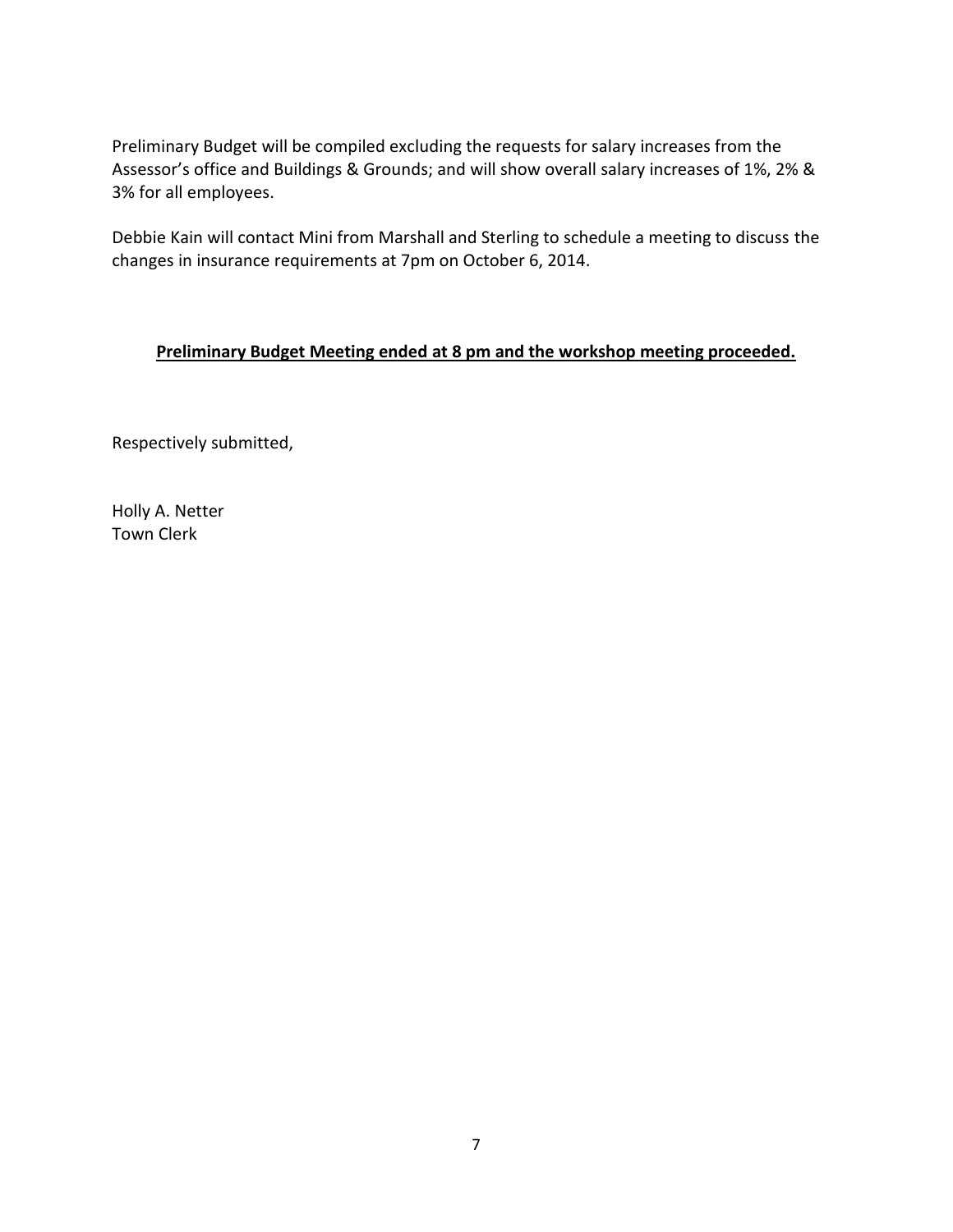Preliminary Budget will be compiled excluding the requests for salary increases from the Assessor's office and Buildings & Grounds; and will show overall salary increases of 1%, 2% & 3% for all employees.

Debbie Kain will contact Mini from Marshall and Sterling to schedule a meeting to discuss the changes in insurance requirements at 7pm on October 6, 2014.

**Preliminary Budget Meeting ended at 8 pm and the workshop meeting proceeded.**

Respectively submitted,

Holly A. Netter
Town Clerk